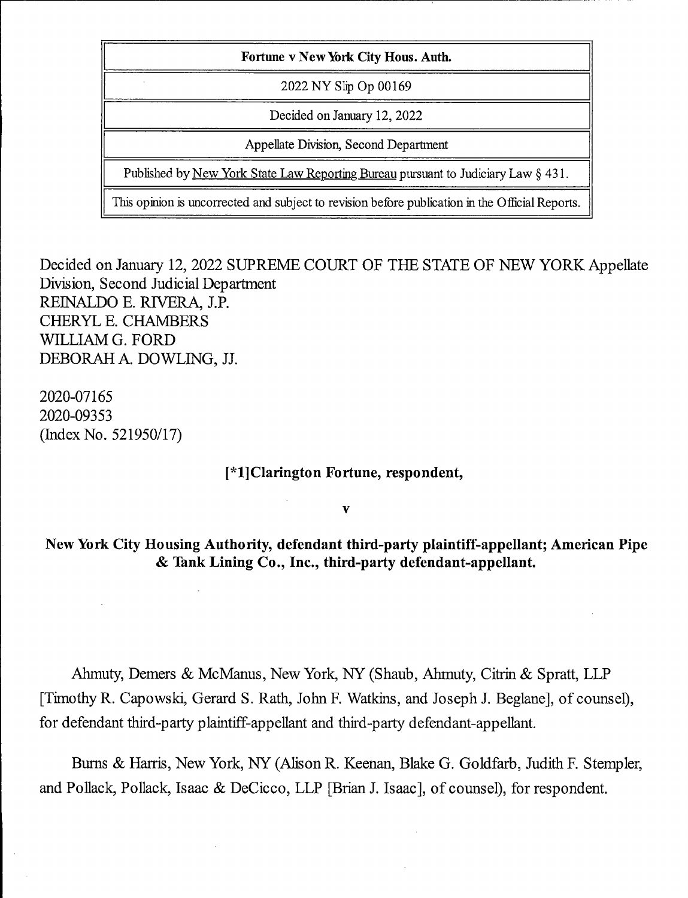| Fortune v New York City Hous. Auth. |
| --- |
| 2022 NY Slip Op 00169 |
| Decided on January 12, 2022 |
| Appellate Division, Second Department |
| Published by New York State Law Reporting Bureau pursuant to Judiciary Law § 431. |
| This opinion is uncorrected and subject to revision before publication in the Official Reports. |

Decided on January 12, 2022 SUPREME COURT OF THE STATE OF NEW YORK Appellate Division, Second Judicial Department
REINALDO E. RIVERA, J.P.
CHERYL E. CHAMBERS
WILLIAM G. FORD
DEBORAH A. DOWLING, JJ.

2020-07165
2020-09353
(Index No. 521950/17)

**[*1]Clarington Fortune, respondent,**

**v**

**New York City Housing Authority, defendant third-party plaintiff-appellant; American Pipe & Tank Lining Co., Inc., third-party defendant-appellant.**

Ahmuty, Demers & McManus, New York, NY (Shaub, Ahmuty, Citrin & Spratt, LLP [Timothy R. Capowski, Gerard S. Rath, John F. Watkins, and Joseph J. Beglane], of counsel), for defendant third-party plaintiff-appellant and third-party defendant-appellant.

Burns & Harris, New York, NY (Alison R. Keenan, Blake G. Goldfarb, Judith F. Stempler, and Pollack, Pollack, Isaac & DeCicco, LLP [Brian J. Isaac], of counsel), for respondent.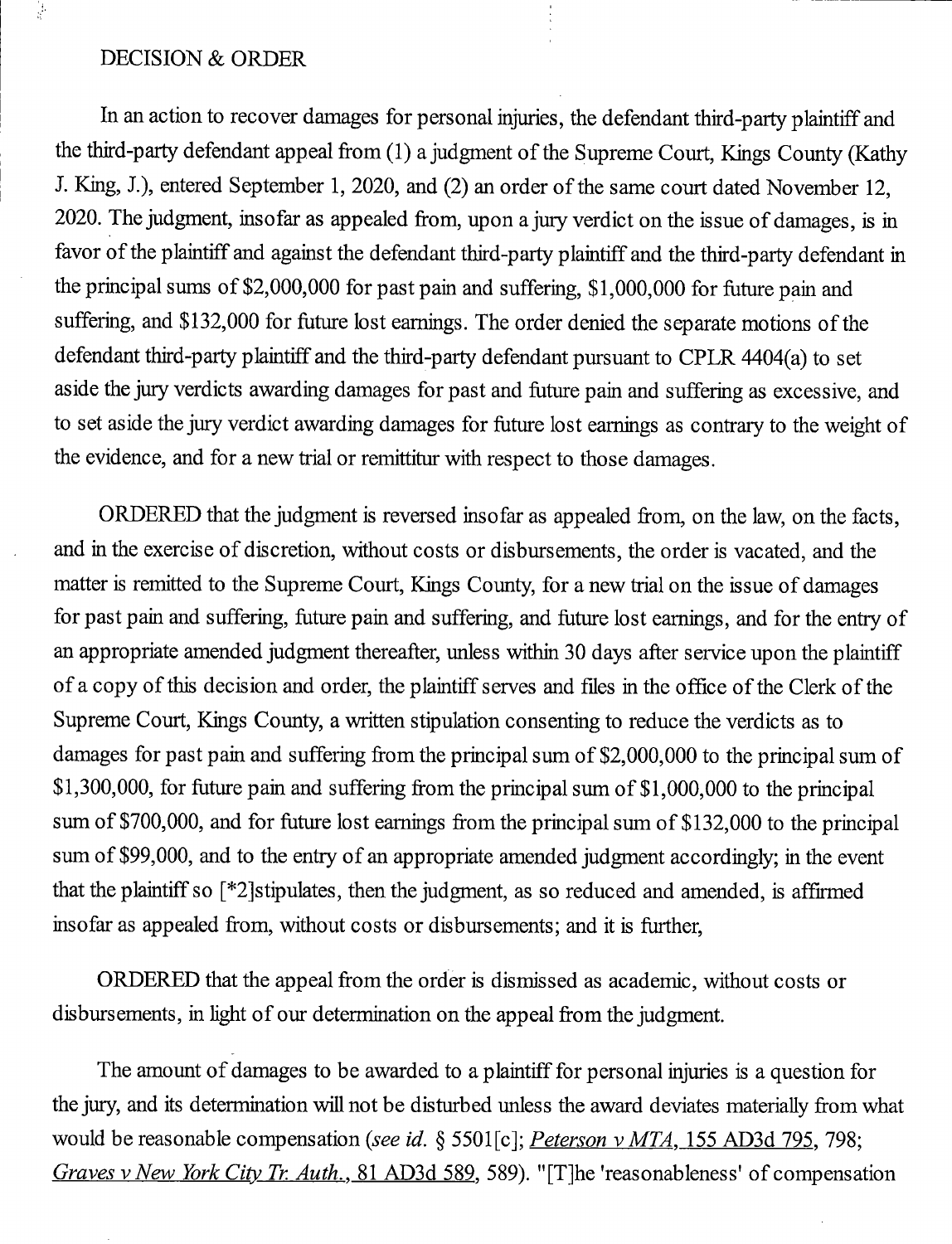DECISION & ORDER

In an action to recover damages for personal injuries, the defendant third-party plaintiff and the third-party defendant appeal from (1) a judgment of the Supreme Court, Kings County (Kathy J. King, J.), entered September 1, 2020, and (2) an order of the same court dated November 12, 2020. The judgment, insofar as appealed from, upon a jury verdict on the issue of damages, is in favor of the plaintiff and against the defendant third-party plaintiff and the third-party defendant in the principal sums of $2,000,000 for past pain and suffering, $1,000,000 for future pain and suffering, and $132,000 for future lost earnings. The order denied the separate motions of the defendant third-party plaintiff and the third-party defendant pursuant to CPLR 4404(a) to set aside the jury verdicts awarding damages for past and future pain and suffering as excessive, and to set aside the jury verdict awarding damages for future lost earnings as contrary to the weight of the evidence, and for a new trial or remittitur with respect to those damages.

ORDERED that the judgment is reversed insofar as appealed from, on the law, on the facts, and in the exercise of discretion, without costs or disbursements, the order is vacated, and the matter is remitted to the Supreme Court, Kings County, for a new trial on the issue of damages for past pain and suffering, future pain and suffering, and future lost earnings, and for the entry of an appropriate amended judgment thereafter, unless within 30 days after service upon the plaintiff of a copy of this decision and order, the plaintiff serves and files in the office of the Clerk of the Supreme Court, Kings County, a written stipulation consenting to reduce the verdicts as to damages for past pain and suffering from the principal sum of $2,000,000 to the principal sum of $1,300,000, for future pain and suffering from the principal sum of $1,000,000 to the principal sum of $700,000, and for future lost earnings from the principal sum of $132,000 to the principal sum of $99,000, and to the entry of an appropriate amended judgment accordingly; in the event that the plaintiff so [*2]stipulates, then the judgment, as so reduced and amended, is affirmed insofar as appealed from, without costs or disbursements; and it is further,

ORDERED that the appeal from the order is dismissed as academic, without costs or disbursements, in light of our determination on the appeal from the judgment.

The amount of damages to be awarded to a plaintiff for personal injuries is a question for the jury, and its determination will not be disturbed unless the award deviates materially from what would be reasonable compensation (*see id.* § 5501[c]; *Peterson v MTA*, 155 AD3d 795, 798; *Graves v New York City Tr. Auth.*, 81 AD3d 589, 589). "[T]he 'reasonableness' of compensation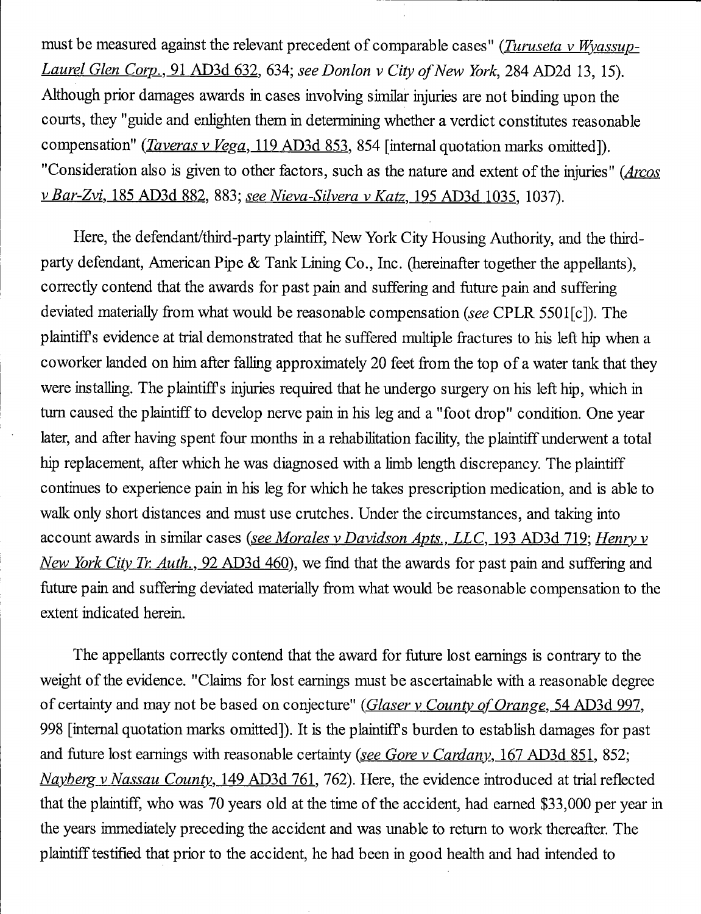must be measured against the relevant precedent of comparable cases" (*Turuseta v Wyassup-Laurel Glen Corp.*, 91 AD3d 632, 634; *see Donlon v City of New York*, 284 AD2d 13, 15). Although prior damages awards in cases involving similar injuries are not binding upon the courts, they "guide and enlighten them in determining whether a verdict constitutes reasonable compensation" (*Taveras v Vega*, 119 AD3d 853, 854 [internal quotation marks omitted]). "Consideration also is given to other factors, such as the nature and extent of the injuries" (*Arcos v Bar-Zvi*, 185 AD3d 882, 883; *see Nieva-Silvera v Katz*, 195 AD3d 1035, 1037).

Here, the defendant/third-party plaintiff, New York City Housing Authority, and the third-party defendant, American Pipe & Tank Lining Co., Inc. (hereinafter together the appellants), correctly contend that the awards for past pain and suffering and future pain and suffering deviated materially from what would be reasonable compensation (*see* CPLR 5501[c]). The plaintiff's evidence at trial demonstrated that he suffered multiple fractures to his left hip when a coworker landed on him after falling approximately 20 feet from the top of a water tank that they were installing. The plaintiff's injuries required that he undergo surgery on his left hip, which in turn caused the plaintiff to develop nerve pain in his leg and a "foot drop" condition. One year later, and after having spent four months in a rehabilitation facility, the plaintiff underwent a total hip replacement, after which he was diagnosed with a limb length discrepancy. The plaintiff continues to experience pain in his leg for which he takes prescription medication, and is able to walk only short distances and must use crutches. Under the circumstances, and taking into account awards in similar cases (*see Morales v Davidson Apts., LLC*, 193 AD3d 719; *Henry v New York City Tr. Auth.*, 92 AD3d 460), we find that the awards for past pain and suffering and future pain and suffering deviated materially from what would be reasonable compensation to the extent indicated herein.

The appellants correctly contend that the award for future lost earnings is contrary to the weight of the evidence. "Claims for lost earnings must be ascertainable with a reasonable degree of certainty and may not be based on conjecture" (*Glaser v County of Orange*, 54 AD3d 997, 998 [internal quotation marks omitted]). It is the plaintiff's burden to establish damages for past and future lost earnings with reasonable certainty (*see Gore v Cardany*, 167 AD3d 851, 852; *Nayberg v Nassau County*, 149 AD3d 761, 762). Here, the evidence introduced at trial reflected that the plaintiff, who was 70 years old at the time of the accident, had earned $33,000 per year in the years immediately preceding the accident and was unable to return to work thereafter. The plaintiff testified that prior to the accident, he had been in good health and had intended to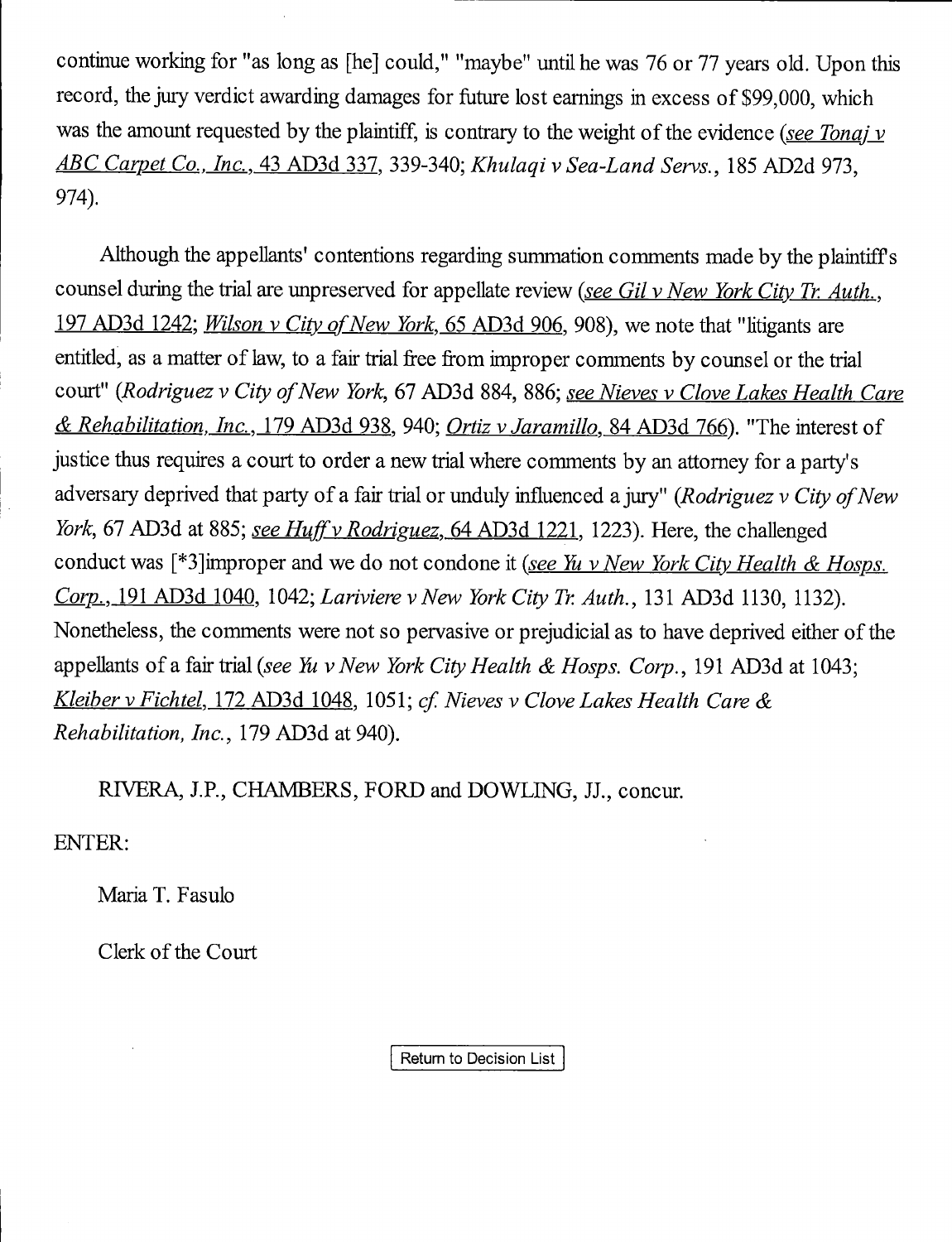continue working for "as long as [he] could," "maybe" until he was 76 or 77 years old. Upon this record, the jury verdict awarding damages for future lost earnings in excess of $99,000, which was the amount requested by the plaintiff, is contrary to the weight of the evidence (*see Tonaj v ABC Carpet Co., Inc.*, 43 AD3d 337, 339-340; *Khulaqi v Sea-Land Servs.*, 185 AD2d 973, 974).

Although the appellants' contentions regarding summation comments made by the plaintiff's counsel during the trial are unpreserved for appellate review (*see Gil v New York City Tr. Auth.*, 197 AD3d 1242; *Wilson v City of New York*, 65 AD3d 906, 908), we note that "litigants are entitled, as a matter of law, to a fair trial free from improper comments by counsel or the trial court" (*Rodriguez v City of New York*, 67 AD3d 884, 886; *see Nieves v Clove Lakes Health Care & Rehabilitation, Inc.*, 179 AD3d 938, 940; *Ortiz v Jaramillo*, 84 AD3d 766). "The interest of justice thus requires a court to order a new trial where comments by an attorney for a party's adversary deprived that party of a fair trial or unduly influenced a jury" (*Rodriguez v City of New York*, 67 AD3d at 885; *see Huff v Rodriguez*, 64 AD3d 1221, 1223). Here, the challenged conduct was [*3]improper and we do not condone it (*see Yu v New York City Health & Hosps. Corp.*, 191 AD3d 1040, 1042; *Lariviere v New York City Tr. Auth.*, 131 AD3d 1130, 1132). Nonetheless, the comments were not so pervasive or prejudicial as to have deprived either of the appellants of a fair trial (*see Yu v New York City Health & Hosps. Corp.*, 191 AD3d at 1043; *Kleiber v Fichtel*, 172 AD3d 1048, 1051; *cf. Nieves v Clove Lakes Health Care & Rehabilitation, Inc.*, 179 AD3d at 940).

RIVERA, J.P., CHAMBERS, FORD and DOWLING, JJ., concur.

ENTER:

Maria T. Fasulo

Clerk of the Court

Return to Decision List